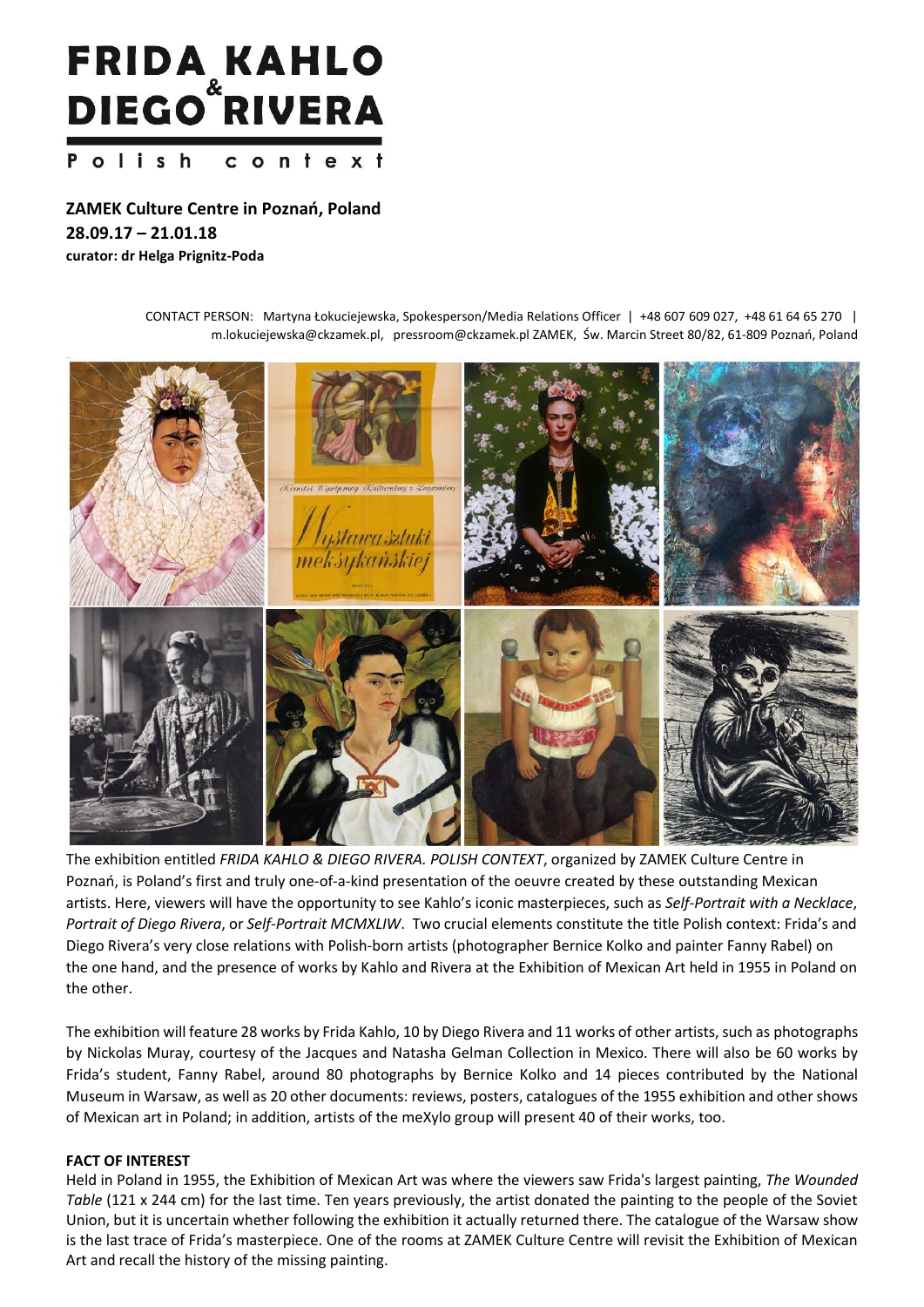# FRIDA KAHLO & DIEGO RIVERA

## Polish context

**ZAMEK Culture Centre in Poznań, Poland**
**28.09.17 – 21.01.18**
**curator: dr Helga Prignitz-Poda**

CONTACT PERSON: Martyna Łokuciejewska, Spokesperson/Media Relations Officer | +48 607 609 027, +48 61 64 65 270 | m.lokuciejewska@ckzamek.pl, pressroom@ckzamek.pl ZAMEK, Św. Marcin Street 80/82, 61-809 Poznań, Poland

The exhibition entitled *FRIDA KAHLO & DIEGO RIVERA. POLISH CONTEXT*, organized by ZAMEK Culture Centre in Poznań, is Poland's first and truly one-of-a-kind presentation of the oeuvre created by these outstanding Mexican artists. Here, viewers will have the opportunity to see Kahlo's iconic masterpieces, such as *Self-Portrait with a Necklace*, *Portrait of Diego Rivera*, or *Self-Portrait MCMXLIW*. Two crucial elements constitute the title Polish context: Frida's and Diego Rivera's very close relations with Polish-born artists (photographer Bernice Kolko and painter Fanny Rabel) on the one hand, and the presence of works by Kahlo and Rivera at the Exhibition of Mexican Art held in 1955 in Poland on the other.

The exhibition will feature 28 works by Frida Kahlo, 10 by Diego Rivera and 11 works of other artists, such as photographs by Nickolas Muray, courtesy of the Jacques and Natasha Gelman Collection in Mexico. There will also be 60 works by Frida's student, Fanny Rabel, around 80 photographs by Bernice Kolko and 14 pieces contributed by the National Museum in Warsaw, as well as 20 other documents: reviews, posters, catalogues of the 1955 exhibition and other shows of Mexican art in Poland; in addition, artists of the meXylo group will present 40 of their works, too.

**FACT OF INTEREST**

Held in Poland in 1955, the Exhibition of Mexican Art was where the viewers saw Frida's largest painting, *The Wounded Table* (121 x 244 cm) for the last time. Ten years previously, the artist donated the painting to the people of the Soviet Union, but it is uncertain whether following the exhibition it actually returned there. The catalogue of the Warsaw show is the last trace of Frida's masterpiece. One of the rooms at ZAMEK Culture Centre will revisit the Exhibition of Mexican Art and recall the history of the missing painting.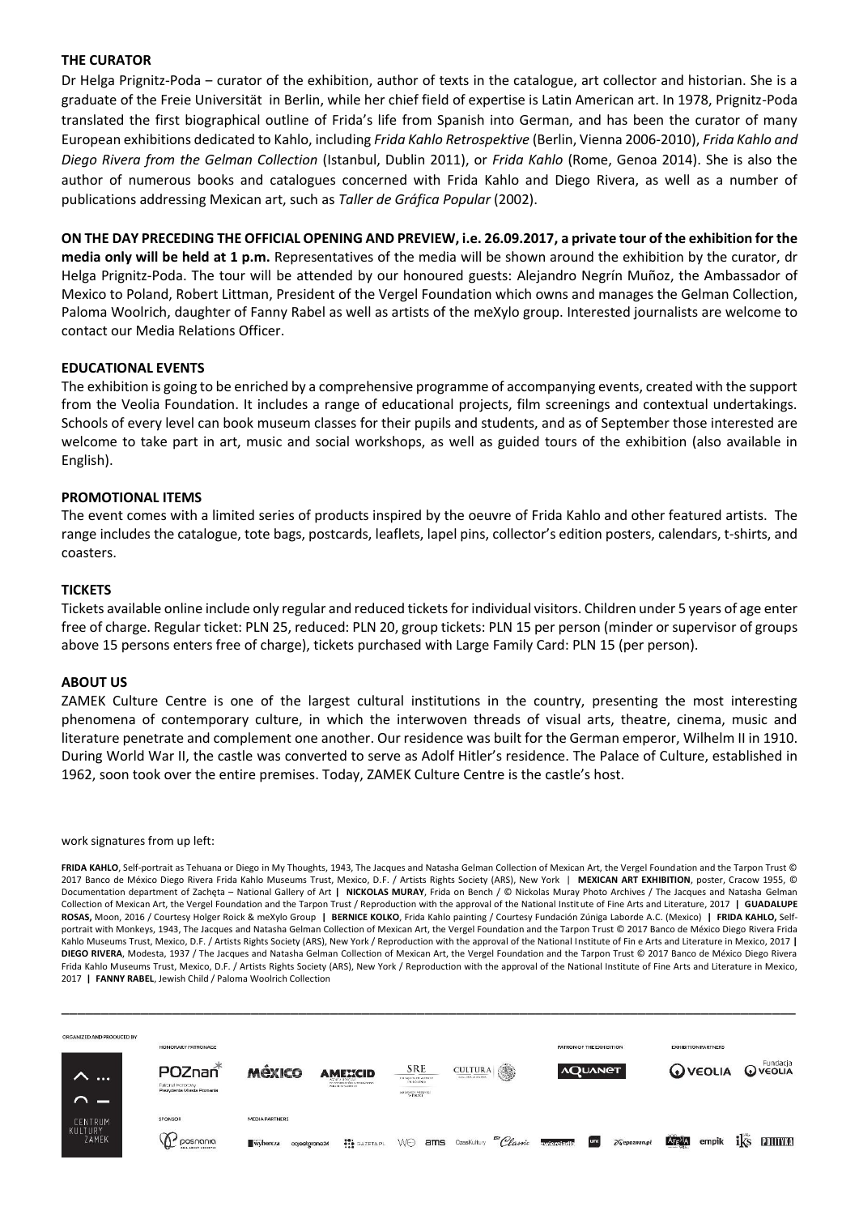## THE CURATOR

Dr Helga Prignitz-Poda – curator of the exhibition, author of texts in the catalogue, art collector and historian. She is a graduate of the Freie Universität in Berlin, while her chief field of expertise is Latin American art. In 1978, Prignitz-Poda translated the first biographical outline of Frida's life from Spanish into German, and has been the curator of many European exhibitions dedicated to Kahlo, including *Frida Kahlo Retrospektive* (Berlin, Vienna 2006-2010), *Frida Kahlo and Diego Rivera from the Gelman Collection* (Istanbul, Dublin 2011), or *Frida Kahlo* (Rome, Genoa 2014). She is also the author of numerous books and catalogues concerned with Frida Kahlo and Diego Rivera, as well as a number of publications addressing Mexican art, such as *Taller de Gráfica Popular* (2002).

**ON THE DAY PRECEDING THE OFFICIAL OPENING AND PREVIEW, i.e. 26.09.2017, a private tour of the exhibition for the media only will be held at 1 p.m.** Representatives of the media will be shown around the exhibition by the curator, dr Helga Prignitz-Poda. The tour will be attended by our honoured guests: Alejandro Negrín Muñoz, the Ambassador of Mexico to Poland, Robert Littman, President of the Vergel Foundation which owns and manages the Gelman Collection, Paloma Woolrich, daughter of Fanny Rabel as well as artists of the meXylo group. Interested journalists are welcome to contact our Media Relations Officer.

## EDUCATIONAL EVENTS

The exhibition is going to be enriched by a comprehensive programme of accompanying events, created with the support from the Veolia Foundation. It includes a range of educational projects, film screenings and contextual undertakings. Schools of every level can book museum classes for their pupils and students, and as of September those interested are welcome to take part in art, music and social workshops, as well as guided tours of the exhibition (also available in English).

## PROMOTIONAL ITEMS

The event comes with a limited series of products inspired by the oeuvre of Frida Kahlo and other featured artists. The range includes the catalogue, tote bags, postcards, leaflets, lapel pins, collector's edition posters, calendars, t-shirts, and coasters.

## TICKETS

Tickets available online include only regular and reduced tickets for individual visitors. Children under 5 years of age enter free of charge. Regular ticket: PLN 25, reduced: PLN 20, group tickets: PLN 15 per person (minder or supervisor of groups above 15 persons enters free of charge), tickets purchased with Large Family Card: PLN 15 (per person).

## ABOUT US

ZAMEK Culture Centre is one of the largest cultural institutions in the country, presenting the most interesting phenomena of contemporary culture, in which the interwoven threads of visual arts, theatre, cinema, music and literature penetrate and complement one another. Our residence was built for the German emperor, Wilhelm II in 1910. During World War II, the castle was converted to serve as Adolf Hitler's residence. The Palace of Culture, established in 1962, soon took over the entire premises. Today, ZAMEK Culture Centre is the castle's host.

work signatures from up left:

**FRIDA KAHLO**, Self-portrait as Tehuana or Diego in My Thoughts, 1943, The Jacques and Natasha Gelman Collection of Mexican Art, the Vergel Foundation and the Tarpon Trust © 2017 Banco de México Diego Rivera Frida Kahlo Museums Trust, Mexico, D.F. / Artists Rights Society (ARS), New York | **MEXICAN ART EXHIBITION**, poster, Cracow 1955, © Documentation department of Zachęta – National Gallery of Art | **NICKOLAS MURAY**, Frida on Bench / © Nickolas Muray Photo Archives / The Jacques and Natasha Gelman Collection of Mexican Art, the Vergel Foundation and the Tarpon Trust / Reproduction with the approval of the National Institute of Fine Arts and Literature, 2017 | **GUADALUPE ROSAS,** Moon, 2016 / Courtesy Holger Roick & meXylo Group | **BERNICE KOLKO**, Frida Kahlo painting / Courtesy Fundación Zúniga Laborde A.C. (Mexico) | **FRIDA KAHLO,** Self-portrait with Monkeys, 1943, The Jacques and Natasha Gelman Collection of Mexican Art, the Vergel Foundation and the Tarpon Trust © 2017 Banco de México Diego Rivera Frida Kahlo Museums Trust, Mexico, D.F. / Artists Rights Society (ARS), New York / Reproduction with the approval of the National Institute of Fin e Arts and Literature in Mexico, 2017 | **DIEGO RIVERA**, Modesta, 1937 / The Jacques and Natasha Gelman Collection of Mexican Art, the Vergel Foundation and the Tarpon Trust © 2017 Banco de México Diego Rivera Frida Kahlo Museums Trust, Mexico, D.F. / Artists Rights Society (ARS), New York / Reproduction with the approval of the National Institute of Fine Arts and Literature in Mexico, 2017 | **FANNY RABEL**, Jewish Child / Paloma Woolrich Collection

ORGANIZED AND PRODUCED BY: CENTRUM KULTURY ZAMEK

HONORARY PATRONAGE: POZnań – Patronat Honorowy Prezydenta Miasta Poznania; MÉXICO; AMEXCID; SRE; CULTURA

PATRON OF THE EXHIBITION: AQUANET

EXHIBITION PARTNERS: VEOLIA; Fundacja VEOLIA

SPONSOR: posnania

MEDIA PARTNERS: wyborcza; ogladajmy24; GAZETA.PL; WO; ams; CzasKultury; Classic; Radio Merkury; UNI; epoznan.pl; ARENA; empik; iKS; POLITYKA